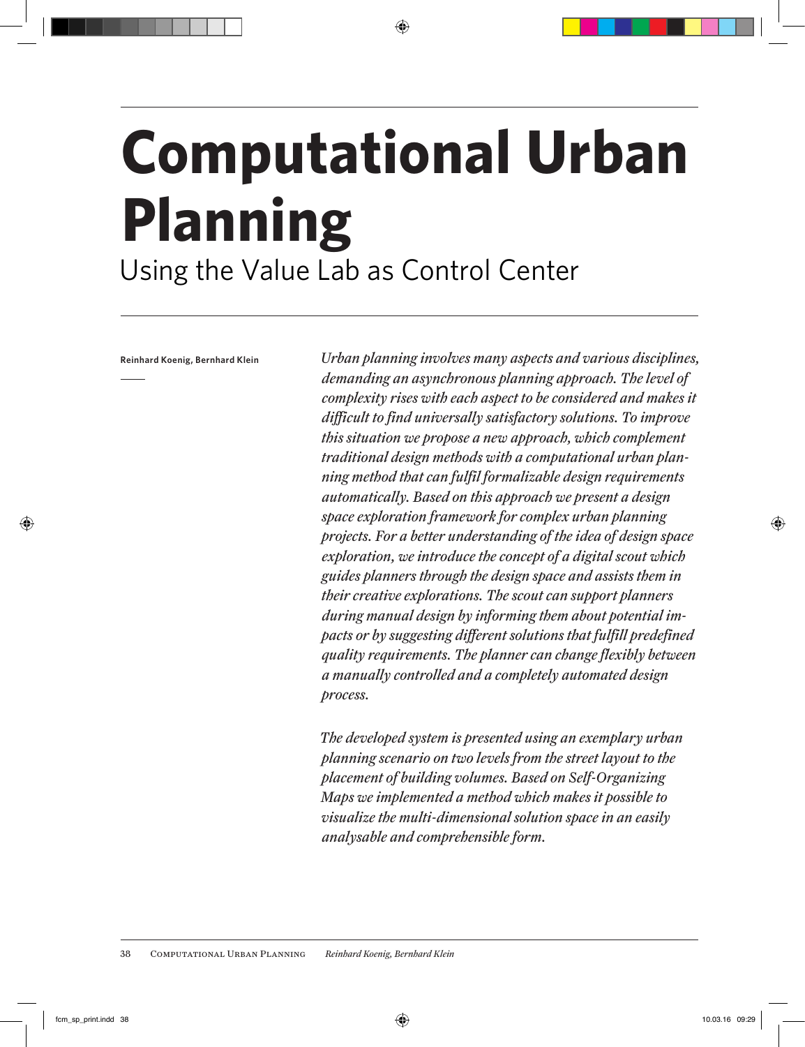# Computational Urban Planning

## Using the Value Lab as Control Center

**Reinhard Koenig, Bernhard Klein**

*Urban planning involves many aspects and various disciplines, demanding an asynchronous planning approach. The level of complexity rises with each aspect to be considered and makes it difficult to find universally satisfactory solutions. To improve this situation we propose a new approach, which complement traditional design methods with a computational urban planning method that can fulfil formalizable design requirements automatically. Based on this approach we present a design space exploration framework for complex urban planning projects. For a better understanding of the idea of design space exploration, we introduce the concept of a digital scout which guides planners through the design space and assists them in their creative explorations. The scout can support planners during manual design by informing them about potential impacts or by suggesting different solutions that fulfill predefined quality requirements. The planner can change flexibly between a manually controlled and a completely automated design process.*

*The developed system is presented using an exemplary urban planning scenario on two levels from the street layout to the placement of building volumes. Based on Self-Organizing Maps we implemented a method which makes it possible to visualize the multi-dimensional solution space in an easily analysable and comprehensible form.*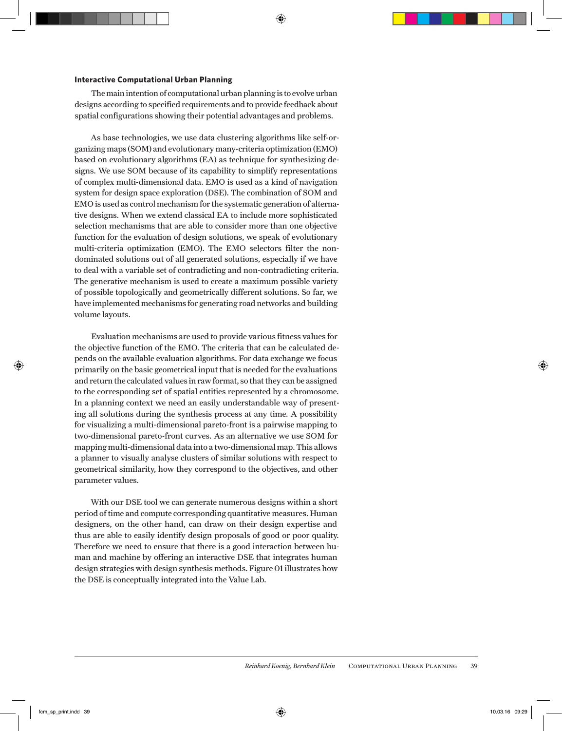### Interactive Computational Urban Planning

The main intention of computational urban planning is to evolve urban designs according to specified requirements and to provide feedback about spatial configurations showing their potential advantages and problems.

As base technologies, we use data clustering algorithms like self-organizing maps (SOM) and evolutionary many-criteria optimization (EMO) based on evolutionary algorithms (EA) as technique for synthesizing designs. We use SOM because of its capability to simplify representations of complex multi-dimensional data. EMO is used as a kind of navigation system for design space exploration (DSE). The combination of SOM and EMO is used as control mechanism for the systematic generation of alternative designs. When we extend classical EA to include more sophisticated selection mechanisms that are able to consider more than one objective function for the evaluation of design solutions, we speak of evolutionary multi-criteria optimization (EMO). The EMO selectors filter the non-dominated solutions out of all generated solutions, especially if we have to deal with a variable set of contradicting and non-contradicting criteria. The generative mechanism is used to create a maximum possible variety of possible topologically and geometrically different solutions. So far, we have implemented mechanisms for generating road networks and building volume layouts.

Evaluation mechanisms are used to provide various fitness values for the objective function of the EMO. The criteria that can be calculated depends on the available evaluation algorithms. For data exchange we focus primarily on the basic geometrical input that is needed for the evaluations and return the calculated values in raw format, so that they can be assigned to the corresponding set of spatial entities represented by a chromosome. In a planning context we need an easily understandable way of presenting all solutions during the synthesis process at any time. A possibility for visualizing a multi-dimensional pareto-front is a pairwise mapping to two-dimensional pareto-front curves. As an alternative we use SOM for mapping multi-dimensional data into a two-dimensional map. This allows a planner to visually analyse clusters of similar solutions with respect to geometrical similarity, how they correspond to the objectives, and other parameter values.

With our DSE tool we can generate numerous designs within a short period of time and compute corresponding quantitative measures. Human designers, on the other hand, can draw on their design expertise and thus are able to easily identify design proposals of good or poor quality. Therefore we need to ensure that there is a good interaction between human and machine by offering an interactive DSE that integrates human design strategies with design synthesis methods. Figure 01 illustrates how the DSE is conceptually integrated into the Value Lab.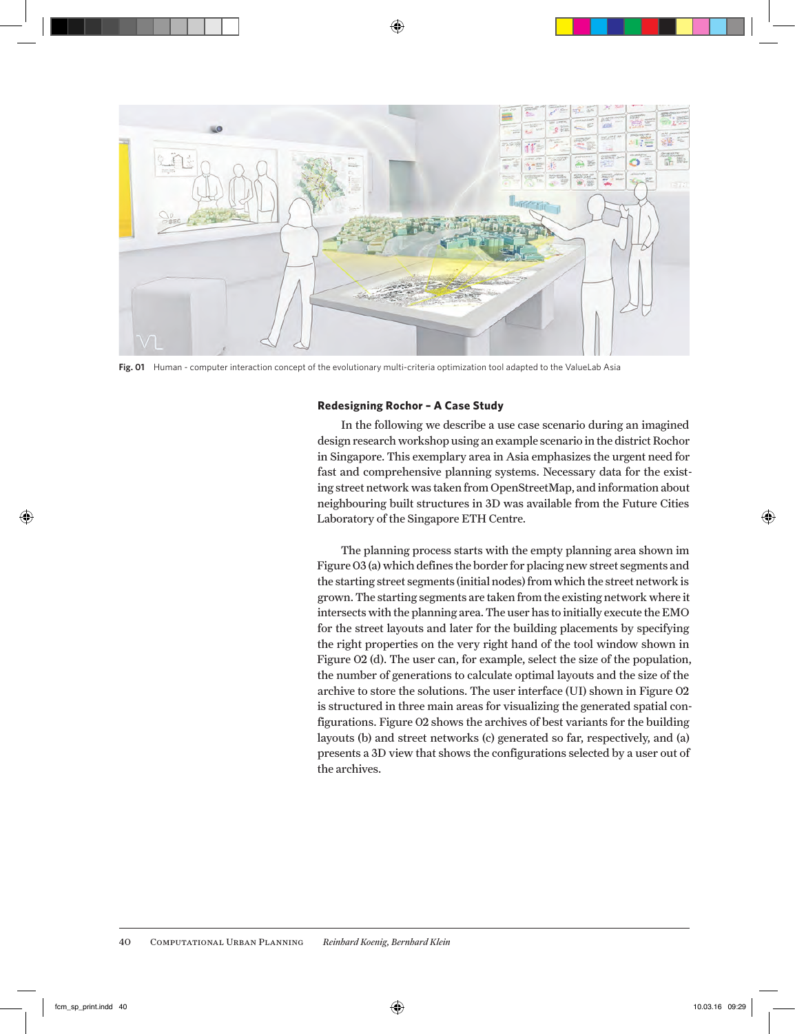Fig. 01 Human - computer interaction concept of the evolutionary multi-criteria optimization tool adapted to the ValueLab Asia

### Redesigning Rochor – A Case Study

In the following we describe a use case scenario during an imagined design research workshop using an example scenario in the district Rochor in Singapore. This exemplary area in Asia emphasizes the urgent need for fast and comprehensive planning systems. Necessary data for the existing street network was taken from OpenStreetMap, and information about neighbouring built structures in 3D was available from the Future Cities Laboratory of the Singapore ETH Centre.

The planning process starts with the empty planning area shown im Figure 03 (a) which defines the border for placing new street segments and the starting street segments (initial nodes) from which the street network is grown. The starting segments are taken from the existing network where it intersects with the planning area. The user has to initially execute the EMO for the street layouts and later for the building placements by specifying the right properties on the very right hand of the tool window shown in Figure 02 (d). The user can, for example, select the size of the population, the number of generations to calculate optimal layouts and the size of the archive to store the solutions. The user interface (UI) shown in Figure 02 is structured in three main areas for visualizing the generated spatial configurations. Figure 02 shows the archives of best variants for the building layouts (b) and street networks (c) generated so far, respectively, and (a) presents a 3D view that shows the configurations selected by a user out of the archives.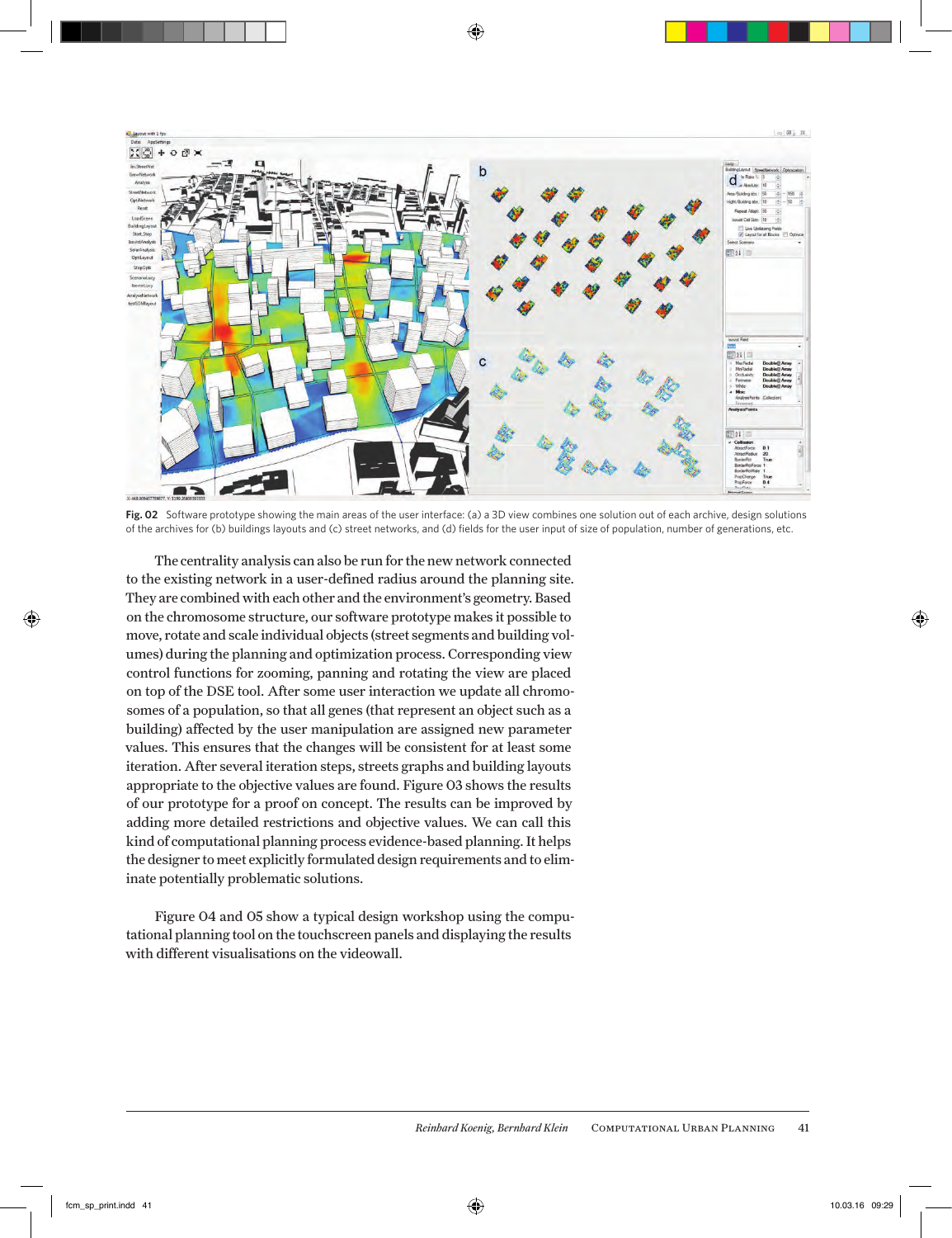**Fig. 02** Software prototype showing the main areas of the user interface: (a) a 3D view combines one solution out of each archive, design solutions of the archives for (b) buildings layouts and (c) street networks, and (d) fields for the user input of size of population, number of generations, etc.

The centrality analysis can also be run for the new network connected to the existing network in a user-defined radius around the planning site. They are combined with each other and the environment's geometry. Based on the chromosome structure, our software prototype makes it possible to move, rotate and scale individual objects (street segments and building volumes) during the planning and optimization process. Corresponding view control functions for zooming, panning and rotating the view are placed on top of the DSE tool. After some user interaction we update all chromosomes of a population, so that all genes (that represent an object such as a building) affected by the user manipulation are assigned new parameter values. This ensures that the changes will be consistent for at least some iteration. After several iteration steps, streets graphs and building layouts appropriate to the objective values are found. Figure 03 shows the results of our prototype for a proof on concept. The results can be improved by adding more detailed restrictions and objective values. We can call this kind of computational planning process evidence-based planning. It helps the designer to meet explicitly formulated design requirements and to eliminate potentially problematic solutions.

Figure 04 and 05 show a typical design workshop using the computational planning tool on the touchscreen panels and displaying the results with different visualisations on the videowall.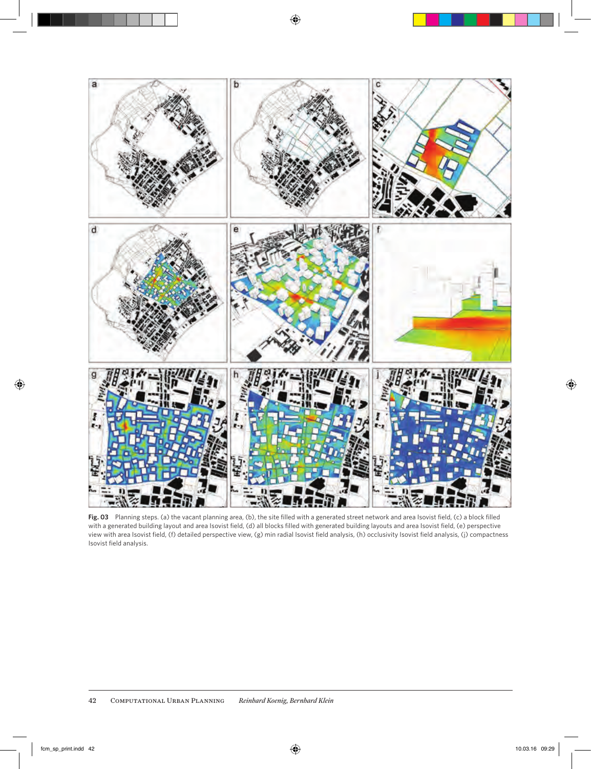**Fig. 03** Planning steps. (a) the vacant planning area, (b), the site filled with a generated street network and area Isovist field, (c) a block filled with a generated building layout and area Isovist field, (d) all blocks filled with generated building layouts and area Isovist field, (e) perspective view with area Isovist field, (f) detailed perspective view, (g) min radial Isovist field analysis, (h) occlusivity Isovist field analysis, (j) compactness Isovist field analysis.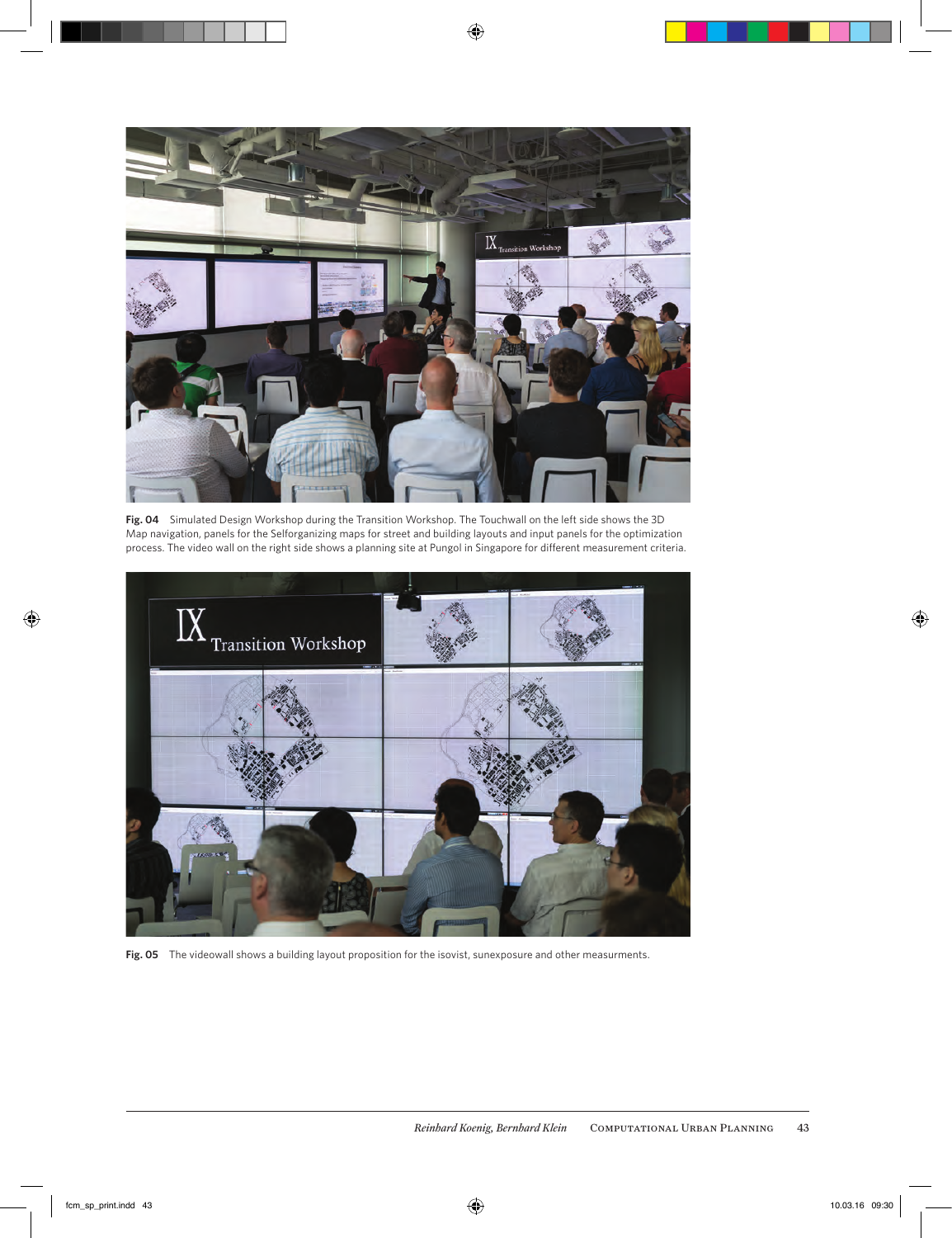**Fig. 04** Simulated Design Workshop during the Transition Workshop. The Touchwall on the left side shows the 3D Map navigation, panels for the Selforganizing maps for street and building layouts and input panels for the optimization process. The video wall on the right side shows a planning site at Pungol in Singapore for different measurement criteria.

**Fig. 05** The videowall shows a building layout proposition for the isovist, sunexposure and other measurments.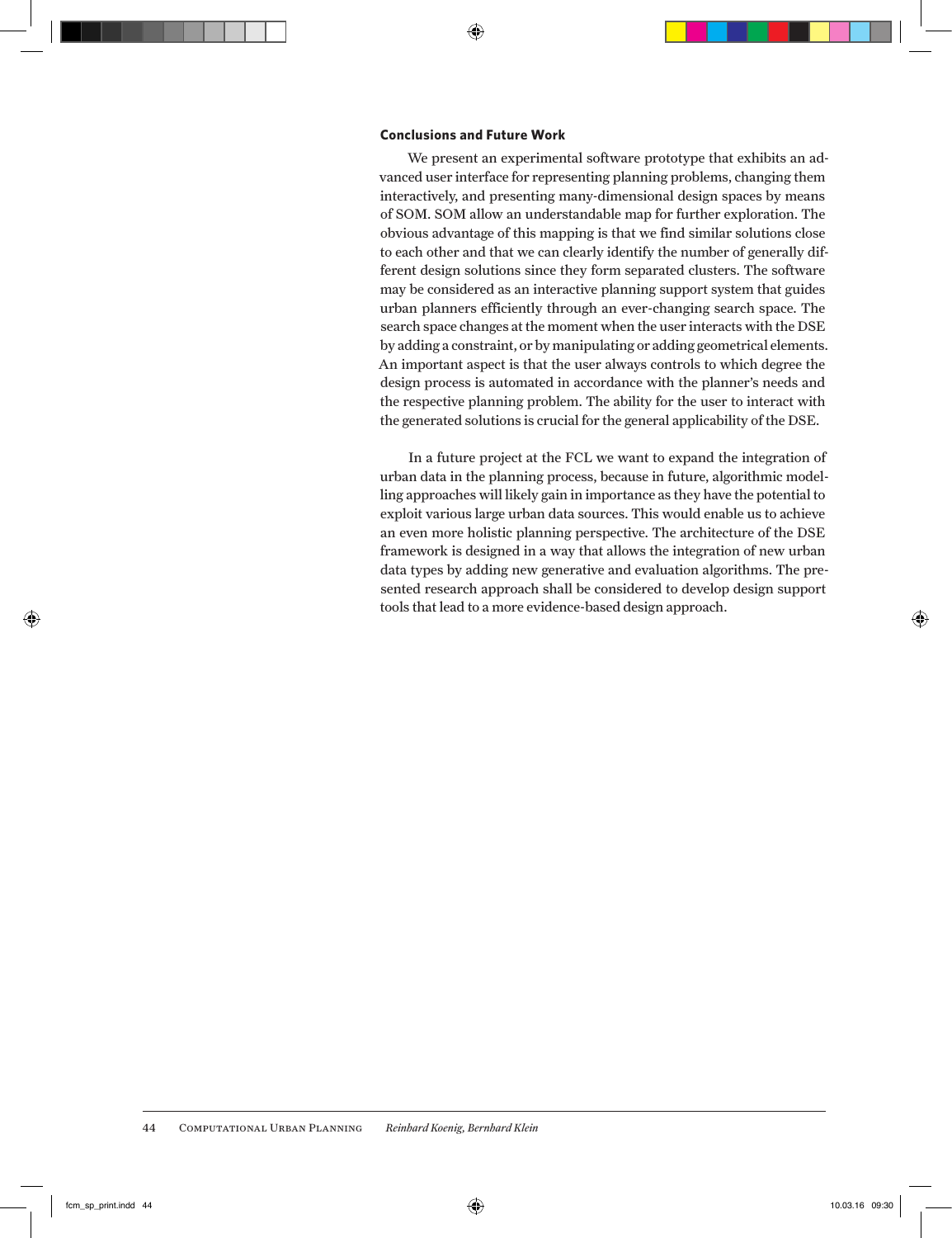## Conclusions and Future Work

We present an experimental software prototype that exhibits an advanced user interface for representing planning problems, changing them interactively, and presenting many-dimensional design spaces by means of SOM. SOM allow an understandable map for further exploration. The obvious advantage of this mapping is that we find similar solutions close to each other and that we can clearly identify the number of generally different design solutions since they form separated clusters. The software may be considered as an interactive planning support system that guides urban planners efficiently through an ever-changing search space. The search space changes at the moment when the user interacts with the DSE by adding a constraint, or by manipulating or adding geometrical elements. An important aspect is that the user always controls to which degree the design process is automated in accordance with the planner's needs and the respective planning problem. The ability for the user to interact with the generated solutions is crucial for the general applicability of the DSE.

In a future project at the FCL we want to expand the integration of urban data in the planning process, because in future, algorithmic modelling approaches will likely gain in importance as they have the potential to exploit various large urban data sources. This would enable us to achieve an even more holistic planning perspective. The architecture of the DSE framework is designed in a way that allows the integration of new urban data types by adding new generative and evaluation algorithms. The presented research approach shall be considered to develop design support tools that lead to a more evidence-based design approach.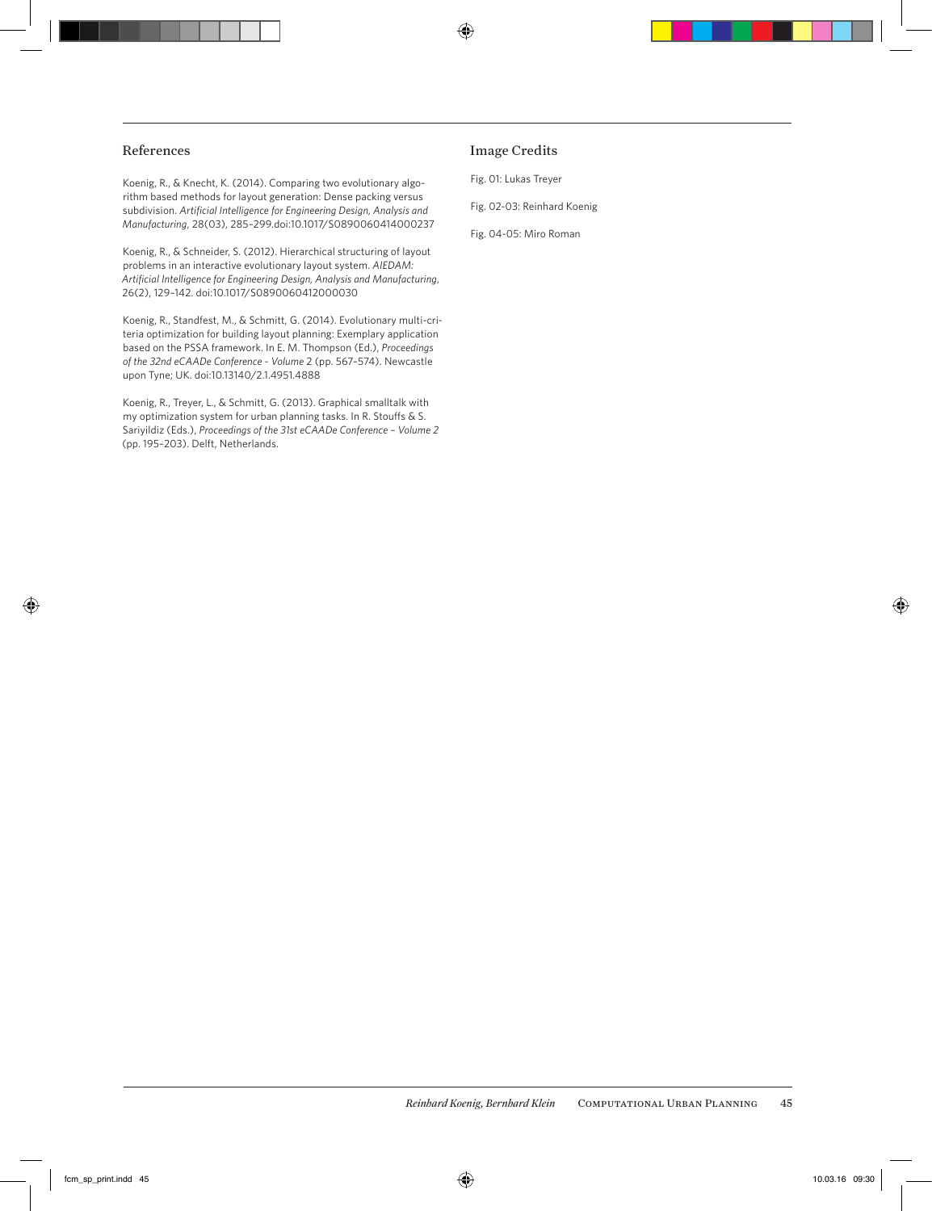## References

Koenig, R., & Knecht, K. (2014). Comparing two evolutionary algorithm based methods for layout generation: Dense packing versus subdivision. *Artificial Intelligence for Engineering Design, Analysis and Manufacturing*, 28(03), 285–299.doi:10.1017/S0890060414000237

Koenig, R., & Schneider, S. (2012). Hierarchical structuring of layout problems in an interactive evolutionary layout system. *AIEDAM: Artificial Intelligence for Engineering Design, Analysis and Manufacturing*, 26(2), 129–142. doi:10.1017/S0890060412000030

Koenig, R., Standfest, M., & Schmitt, G. (2014). Evolutionary multi-criteria optimization for building layout planning: Exemplary application based on the PSSA framework. In E. M. Thompson (Ed.), *Proceedings of the 32nd eCAADe Conference - Volume* 2 (pp. 567–574). Newcastle upon Tyne; UK. doi:10.13140/2.1.4951.4888

Koenig, R., Treyer, L., & Schmitt, G. (2013). Graphical smalltalk with my optimization system for urban planning tasks. In R. Stouffs & S. Sariyildiz (Eds.), *Proceedings of the 31st eCAADe Conference – Volume 2* (pp. 195–203). Delft, Netherlands.

## Image Credits

Fig. 01: Lukas Treyer

Fig. 02-03: Reinhard Koenig

Fig. 04-05: Miro Roman